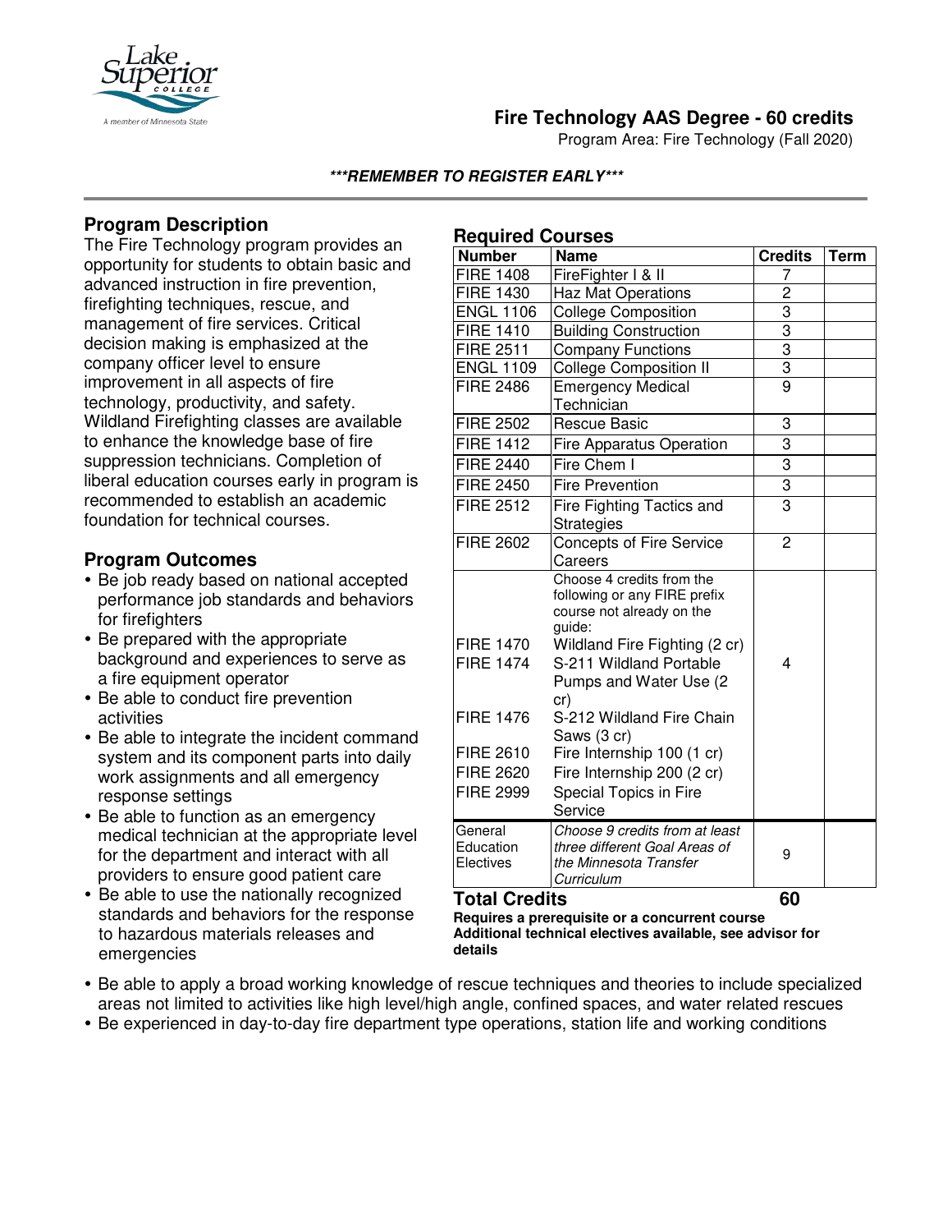# Fire Technology AAS Degree - 60 credits

Program Area: Fire Technology (Fall 2020)

***REMEMBER TO REGISTER EARLY***

## Program Description

The Fire Technology program provides an opportunity for students to obtain basic and advanced instruction in fire prevention, firefighting techniques, rescue, and management of fire services. Critical decision making is emphasized at the company officer level to ensure improvement in all aspects of fire technology, productivity, and safety. Wildland Firefighting classes are available to enhance the knowledge base of fire suppression technicians. Completion of liberal education courses early in program is recommended to establish an academic foundation for technical courses.

## Program Outcomes

- Be job ready based on national accepted performance job standards and behaviors for firefighters
- Be prepared with the appropriate background and experiences to serve as a fire equipment operator
- Be able to conduct fire prevention activities
- Be able to integrate the incident command system and its component parts into daily work assignments and all emergency response settings
- Be able to function as an emergency medical technician at the appropriate level for the department and interact with all providers to ensure good patient care
- Be able to use the nationally recognized standards and behaviors for the response to hazardous materials releases and emergencies
- Be able to apply a broad working knowledge of rescue techniques and theories to include specialized areas not limited to activities like high level/high angle, confined spaces, and water related rescues
- Be experienced in day-to-day fire department type operations, station life and working conditions

## Required Courses

| Number | Name | Credits | Term |
|---|---|---|---|
| FIRE 1408 | FireFighter I & II | 7 | |
| FIRE 1430 | Haz Mat Operations | 2 | |
| ENGL 1106 | College Composition | 3 | |
| FIRE 1410 | Building Construction | 3 | |
| FIRE 2511 | Company Functions | 3 | |
| ENGL 1109 | College Composition II | 3 | |
| FIRE 2486 | Emergency Medical Technician | 9 | |
| FIRE 2502 | Rescue Basic | 3 | |
| FIRE 1412 | Fire Apparatus Operation | 3 | |
| FIRE 2440 | Fire Chem I | 3 | |
| FIRE 2450 | Fire Prevention | 3 | |
| FIRE 2512 | Fire Fighting Tactics and Strategies | 3 | |
| FIRE 2602 | Concepts of Fire Service Careers | 2 | |
| | Choose 4 credits from the following or any FIRE prefix course not already on the guide: | 4 | |
| FIRE 1470 | Wildland Fire Fighting (2 cr) | | |
| FIRE 1474 | S-211 Wildland Portable Pumps and Water Use (2 cr) | | |
| FIRE 1476 | S-212 Wildland Fire Chain Saws (3 cr) | | |
| FIRE 2610 | Fire Internship 100 (1 cr) | | |
| FIRE 2620 | Fire Internship 200 (2 cr) | | |
| FIRE 2999 | Special Topics in Fire Service | | |
| General Education Electives | *Choose 9 credits from at least three different Goal Areas of the Minnesota Transfer Curriculum* | 9 | |

**Total Credits** **60**

**Requires a prerequisite or a concurrent course**
**Additional technical electives available, see advisor for details**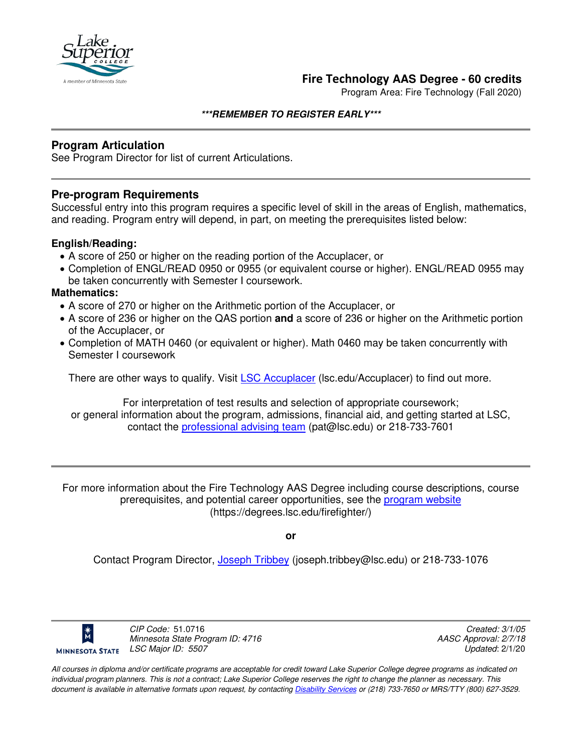## Fire Technology AAS Degree - 60 credits

Program Area: Fire Technology (Fall 2020)

***REMEMBER TO REGISTER EARLY***

### Program Articulation

See Program Director for list of current Articulations.

### Pre-program Requirements

Successful entry into this program requires a specific level of skill in the areas of English, mathematics, and reading. Program entry will depend, in part, on meeting the prerequisites listed below:

**English/Reading:**

- A score of 250 or higher on the reading portion of the Accuplacer, or
- Completion of ENGL/READ 0950 or 0955 (or equivalent course or higher). ENGL/READ 0955 may be taken concurrently with Semester I coursework.

**Mathematics:**

- A score of 270 or higher on the Arithmetic portion of the Accuplacer, or
- A score of 236 or higher on the QAS portion **and** a score of 236 or higher on the Arithmetic portion of the Accuplacer, or
- Completion of MATH 0460 (or equivalent or higher). Math 0460 may be taken concurrently with Semester I coursework

There are other ways to qualify. Visit LSC Accuplacer (lsc.edu/Accuplacer) to find out more.

For interpretation of test results and selection of appropriate coursework; or general information about the program, admissions, financial aid, and getting started at LSC, contact the professional advising team (pat@lsc.edu) or 218-733-7601

For more information about the Fire Technology AAS Degree including course descriptions, course prerequisites, and potential career opportunities, see the program website (https://degrees.lsc.edu/firefighter/)

**or**

Contact Program Director, Joseph Tribbey (joseph.tribbey@lsc.edu) or 218-733-1076

*CIP Code:* 51.0716
*Minnesota State Program ID: 4716*
*LSC Major ID: 5507*

*Created: 3/1/05*
*AASC Approval: 2/7/18*
*Updated*: 2/1/20

*All courses in diploma and/or certificate programs are acceptable for credit toward Lake Superior College degree programs as indicated on individual program planners. This is not a contract; Lake Superior College reserves the right to change the planner as necessary. This document is available in alternative formats upon request, by contacting Disability Services or (218) 733-7650 or MRS/TTY (800) 627-3529.*